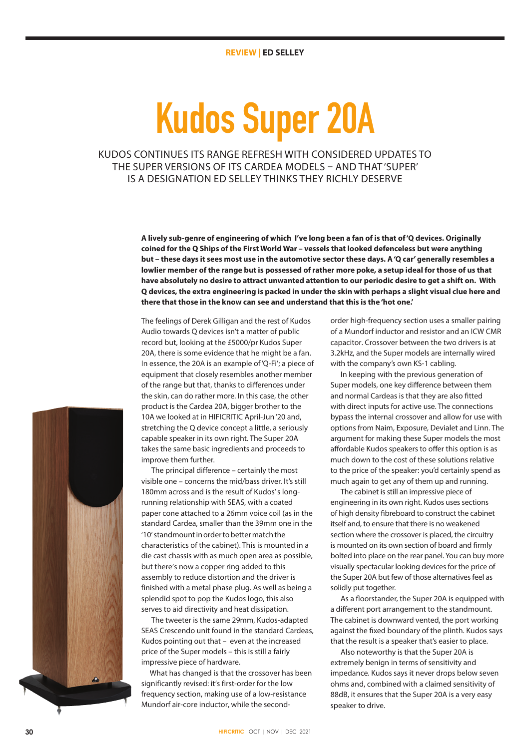REVIEW | ED SELLEY

# Kudos Super 20A

## KUDOS CONTINUES ITS RANGE REFRESH WITH CONSIDERED UPDATES TO THE SUPER VERSIONS OF ITS CARDEA MODELS – AND THAT 'SUPER' IS A DESIGNATION ED SELLEY THINKS THEY RICHLY DESERVE

**A lively sub-genre of engineering of which I've long been a fan of is that of 'Q devices. Originally coined for the Q Ships of the First World War – vessels that looked defenceless but were anything but – these days it sees most use in the automotive sector these days. A 'Q car' generally resembles a lowlier member of the range but is possessed of rather more poke, a setup ideal for those of us that have absolutely no desire to attract unwanted attention to our periodic desire to get a shift on. With Q devices, the extra engineering is packed in under the skin with perhaps a slight visual clue here and there that those in the know can see and understand that this is the 'hot one.'**

The feelings of Derek Gilligan and the rest of Kudos Audio towards Q devices isn't a matter of public record but, looking at the £5000/pr Kudos Super 20A, there is some evidence that he might be a fan. In essence, the 20A is an example of 'Q-Fi'; a piece of equipment that closely resembles another member of the range but that, thanks to differences under the skin, can do rather more. In this case, the other product is the Cardea 20A, bigger brother to the 10A we looked at in HIFICRITIC April-Jun '20 and, stretching the Q device concept a little, a seriously capable speaker in its own right. The Super 20A takes the same basic ingredients and proceeds to improve them further.

The principal difference – certainly the most visible one – concerns the mid/bass driver. It's still 180mm across and is the result of Kudos's long-running relationship with SEAS, with a coated paper cone attached to a 26mm voice coil (as in the standard Cardea, smaller than the 39mm one in the '10' standmount in order to better match the characteristics of the cabinet). This is mounted in a die cast chassis with as much open area as possible, but there's now a copper ring added to this assembly to reduce distortion and the driver is finished with a metal phase plug. As well as being a splendid spot to pop the Kudos logo, this also serves to aid directivity and heat dissipation.

The tweeter is the same 29mm, Kudos-adapted SEAS Crescendo unit found in the standard Cardeas, Kudos pointing out that – even at the increased price of the Super models – this is still a fairly impressive piece of hardware.

What has changed is that the crossover has been significantly revised: it's first-order for the low frequency section, making use of a low-resistance Mundorf air-core inductor, while the second-order high-frequency section uses a smaller pairing of a Mundorf inductor and resistor and an ICW CMR capacitor. Crossover between the two drivers is at 3.2kHz, and the Super models are internally wired with the company's own KS-1 cabling.

In keeping with the previous generation of Super models, one key difference between them and normal Cardeas is that they are also fitted with direct inputs for active use. The connections bypass the internal crossover and allow for use with options from Naim, Exposure, Devialet and Linn. The argument for making these Super models the most affordable Kudos speakers to offer this option is as much down to the cost of these solutions relative to the price of the speaker: you'd certainly spend as much again to get any of them up and running.

The cabinet is still an impressive piece of engineering in its own right. Kudos uses sections of high density fibreboard to construct the cabinet itself and, to ensure that there is no weakened section where the crossover is placed, the circuitry is mounted on its own section of board and firmly bolted into place on the rear panel. You can buy more visually spectacular looking devices for the price of the Super 20A but few of those alternatives feel as solidly put together.

As a floorstander, the Super 20A is equipped with a different port arrangement to the standmount. The cabinet is downward vented, the port working against the fixed boundary of the plinth. Kudos says that the result is a speaker that's easier to place.

Also noteworthy is that the Super 20A is extremely benign in terms of sensitivity and impedance. Kudos says it never drops below seven ohms and, combined with a claimed sensitivity of 88dB, it ensures that the Super 20A is a very easy speaker to drive.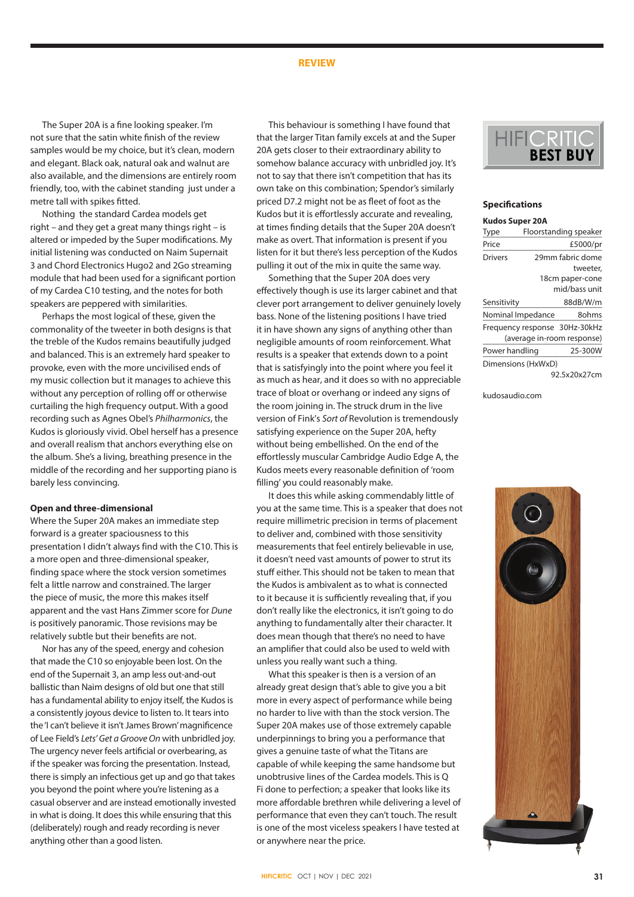The Super 20A is a fine looking speaker. I'm not sure that the satin white finish of the review samples would be my choice, but it's clean, modern and elegant. Black oak, natural oak and walnut are also available, and the dimensions are entirely room friendly, too, with the cabinet standing just under a metre tall with spikes fitted.

Nothing the standard Cardea models get right – and they get a great many things right – is altered or impeded by the Super modifications. My initial listening was conducted on Naim Supernait 3 and Chord Electronics Hugo2 and 2Go streaming module that had been used for a significant portion of my Cardea C10 testing, and the notes for both speakers are peppered with similarities.

Perhaps the most logical of these, given the commonality of the tweeter in both designs is that the treble of the Kudos remains beautifully judged and balanced. This is an extremely hard speaker to provoke, even with the more uncivilised ends of my music collection but it manages to achieve this without any perception of rolling off or otherwise curtailing the high frequency output. With a good recording such as Agnes Obel's *Philharmonics*, the Kudos is gloriously vivid. Obel herself has a presence and overall realism that anchors everything else on the album. She's a living, breathing presence in the middle of the recording and her supporting piano is barely less convincing.

### Open and three-dimensional

Where the Super 20A makes an immediate step forward is a greater spaciousness to this presentation I didn't always find with the C10. This is a more open and three-dimensional speaker, finding space where the stock version sometimes felt a little narrow and constrained. The larger the piece of music, the more this makes itself apparent and the vast Hans Zimmer score for *Dune* is positively panoramic. Those revisions may be relatively subtle but their benefits are not.

Nor has any of the speed, energy and cohesion that made the C10 so enjoyable been lost. On the end of the Supernait 3, an amp less out-and-out ballistic than Naim designs of old but one that still has a fundamental ability to enjoy itself, the Kudos is a consistently joyous device to listen to. It tears into the 'I can't believe it isn't James Brown' magnificence of Lee Field's *Lets' Get a Groove On* with unbridled joy. The urgency never feels artificial or overbearing, as if the speaker was forcing the presentation. Instead, there is simply an infectious get up and go that takes you beyond the point where you're listening as a casual observer and are instead emotionally invested in what is doing. It does this while ensuring that this (deliberately) rough and ready recording is never anything other than a good listen.

This behaviour is something I have found that that the larger Titan family excels at and the Super 20A gets closer to their extraordinary ability to somehow balance accuracy with unbridled joy. It's not to say that there isn't competition that has its own take on this combination; Spendor's similarly priced D7.2 might not be as fleet of foot as the Kudos but it is effortlessly accurate and revealing, at times finding details that the Super 20A doesn't make as overt. That information is present if you listen for it but there's less perception of the Kudos pulling it out of the mix in quite the same way.

Something that the Super 20A does very effectively though is use its larger cabinet and that clever port arrangement to deliver genuinely lovely bass. None of the listening positions I have tried it in have shown any signs of anything other than negligible amounts of room reinforcement. What results is a speaker that extends down to a point that is satisfyingly into the point where you feel it as much as hear, and it does so with no appreciable trace of bloat or overhang or indeed any signs of the room joining in. The struck drum in the live version of Fink's *Sort of* Revolution is tremendously satisfying experience on the Super 20A, hefty without being embellished. On the end of the effortlessly muscular Cambridge Audio Edge A, the Kudos meets every reasonable definition of 'room filling' you could reasonably make.

It does this while asking commendably little of you at the same time. This is a speaker that does not require millimetric precision in terms of placement to deliver and, combined with those sensitivity measurements that feel entirely believable in use, it doesn't need vast amounts of power to strut its stuff either. This should not be taken to mean that the Kudos is ambivalent as to what is connected to it because it is sufficiently revealing that, if you don't really like the electronics, it isn't going to do anything to fundamentally alter their character. It does mean though that there's no need to have an amplifier that could also be used to weld with unless you really want such a thing.

What this speaker is then is a version of an already great design that's able to give you a bit more in every aspect of performance while being no harder to live with than the stock version. The Super 20A makes use of those extremely capable underpinnings to bring you a performance that gives a genuine taste of what the Titans are capable of while keeping the same handsome but unobtrusive lines of the Cardea models. This is Q Fi done to perfection; a speaker that looks like its more affordable brethren while delivering a level of performance that even they can't touch. The result is one of the most viceless speakers I have tested at or anywhere near the price.

HIFICRITIC BEST BUY

### Specifications

**Kudos Super 20A**

| | |
|---|---|
| Type | Floorstanding speaker |
| Price | £5000/pr |
| Drivers | 29mm fabric dome tweeter, 18cm paper-cone mid/bass unit |
| Sensitivity | 88dB/W/m |
| Nominal Impedance | 8ohms |
| Frequency response | 30Hz-30kHz (average in-room response) |
| Power handling | 25-300W |
| Dimensions (HxWxD) | 92.5x20x27cm |

kudosaudio.com